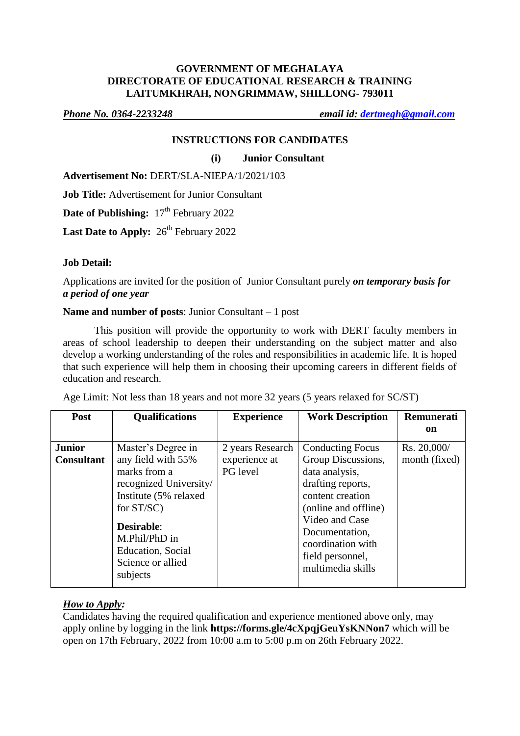**GOVERNMENT OF MEGHALAYA**
**DIRECTORATE OF EDUCATIONAL RESEARCH & TRAINING**
**LAITUMKHRAH, NONGRIMMAW, SHILLONG- 793011**

***Phone No. 0364-2233248*** ***email id: dertmegh@gmail.com***

## INSTRUCTIONS FOR CANDIDATES

### (i) Junior Consultant

**Advertisement No:** DERT/SLA-NIEPA/1/2021/103

**Job Title:** Advertisement for Junior Consultant

**Date of Publishing:** 17th February 2022

**Last Date to Apply:** 26th February 2022

**Job Detail:**

Applications are invited for the position of Junior Consultant purely ***on temporary basis for a period of one year***

**Name and number of posts**: Junior Consultant – 1 post

This position will provide the opportunity to work with DERT faculty members in areas of school leadership to deepen their understanding on the subject matter and also develop a working understanding of the roles and responsibilities in academic life. It is hoped that such experience will help them in choosing their upcoming careers in different fields of education and research.

Age Limit: Not less than 18 years and not more 32 years (5 years relaxed for SC/ST)

| Post | Qualifications | Experience | Work Description | Remuneration |
|---|---|---|---|---|
| **Junior Consultant** | Master's Degree in any field with 55% marks from a recognized University/ Institute (5% relaxed for ST/SC) **Desirable**: M.Phil/PhD in Education, Social Science or allied subjects | 2 years Research experience at PG level | Conducting Focus Group Discussions, data analysis, drafting reports, content creation (online and offline) Video and Case Documentation, coordination with field personnel, multimedia skills | Rs. 20,000/ month (fixed) |

***How to Apply:***

Candidates having the required qualification and experience mentioned above only, may apply online by logging in the link **https://forms.gle/4cXpqjGeuYsKNNon7** which will be open on 17th February, 2022 from 10:00 a.m to 5:00 p.m on 26th February 2022.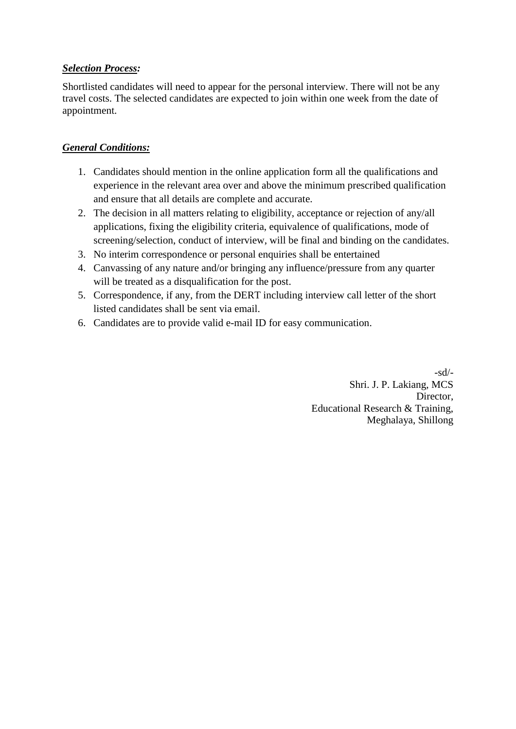***Selection Process:***

Shortlisted candidates will need to appear for the personal interview. There will not be any travel costs. The selected candidates are expected to join within one week from the date of appointment.

***General Conditions:***

1. Candidates should mention in the online application form all the qualifications and experience in the relevant area over and above the minimum prescribed qualification and ensure that all details are complete and accurate.
2. The decision in all matters relating to eligibility, acceptance or rejection of any/all applications, fixing the eligibility criteria, equivalence of qualifications, mode of screening/selection, conduct of interview, will be final and binding on the candidates.
3. No interim correspondence or personal enquiries shall be entertained
4. Canvassing of any nature and/or bringing any influence/pressure from any quarter will be treated as a disqualification for the post.
5. Correspondence, if any, from the DERT including interview call letter of the short listed candidates shall be sent via email.
6. Candidates are to provide valid e-mail ID for easy communication.

-sd/-
Shri. J. P. Lakiang, MCS
Director,
Educational Research & Training,
Meghalaya, Shillong